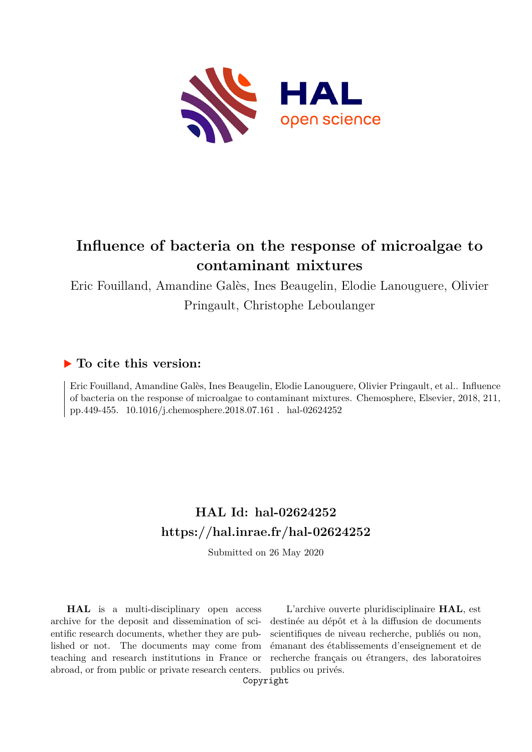# Influence of bacteria on the response of microalgae to contaminant mixtures

Eric Fouilland, Amandine Galès, Ines Beaugelin, Elodie Lanouguere, Olivier Pringault, Christophe Leboulanger

## ▶ To cite this version:

Eric Fouilland, Amandine Galès, Ines Beaugelin, Elodie Lanouguere, Olivier Pringault, et al.. Influence of bacteria on the response of microalgae to contaminant mixtures. Chemosphere, Elsevier, 2018, 211, pp.449-455. 10.1016/j.chemosphere.2018.07.161 . hal-02624252

## HAL Id: hal-02624252
## https://hal.inrae.fr/hal-02624252

Submitted on 26 May 2020

**HAL** is a multi-disciplinary open access archive for the deposit and dissemination of scientific research documents, whether they are published or not. The documents may come from teaching and research institutions in France or abroad, or from public or private research centers.

L'archive ouverte pluridisciplinaire **HAL**, est destinée au dépôt et à la diffusion de documents scientifiques de niveau recherche, publiés ou non, émanant des établissements d'enseignement et de recherche français ou étrangers, des laboratoires publics ou privés.

Copyright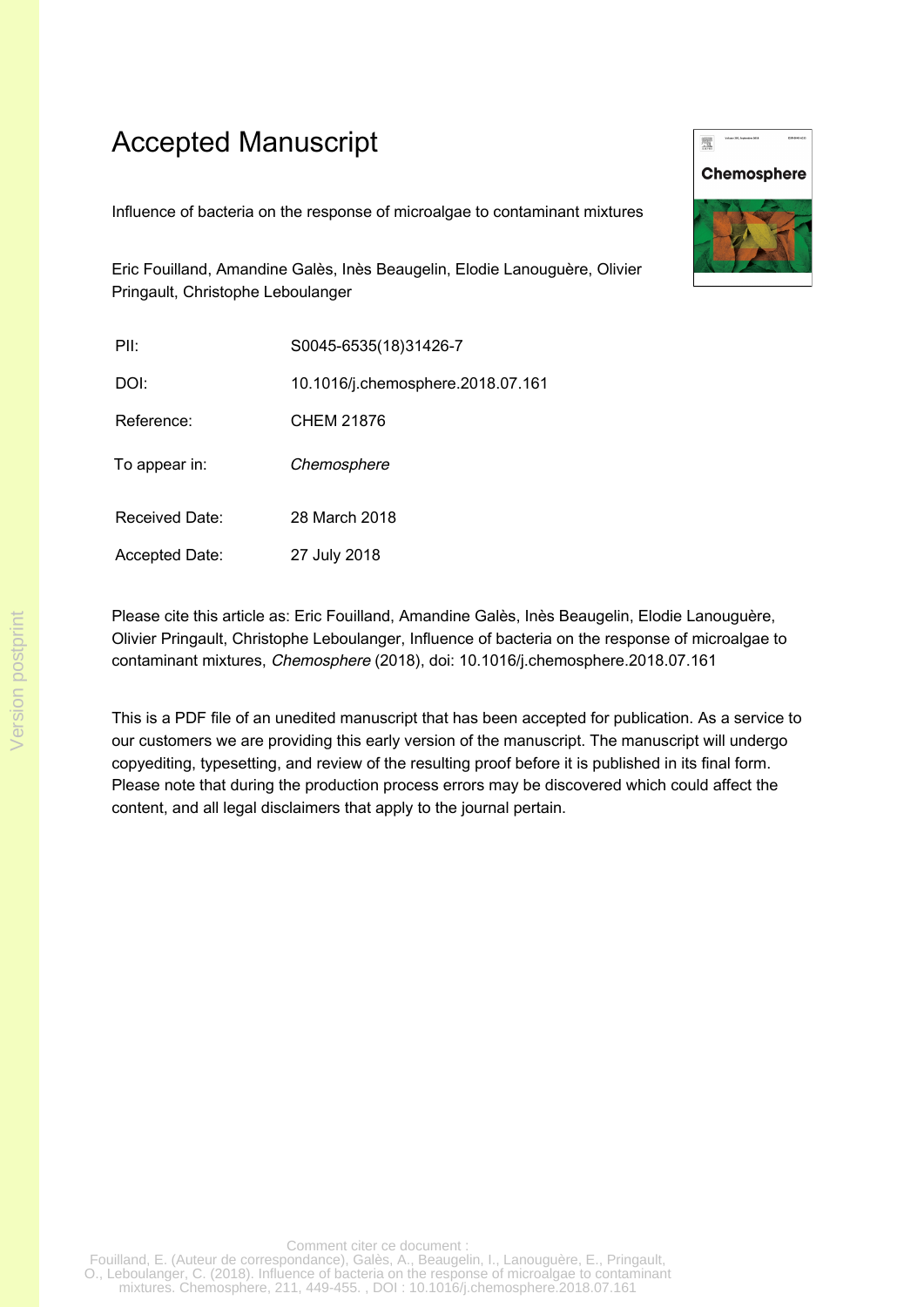# Accepted Manuscript

Influence of bacteria on the response of microalgae to contaminant mixtures

Eric Fouilland, Amandine Galès, Inès Beaugelin, Elodie Lanouguère, Olivier Pringault, Christophe Leboulanger

| | |
|---|---|
| PII: | S0045-6535(18)31426-7 |
| DOI: | 10.1016/j.chemosphere.2018.07.161 |
| Reference: | CHEM 21876 |
| To appear in: | *Chemosphere* |
| Received Date: | 28 March 2018 |
| Accepted Date: | 27 July 2018 |

Please cite this article as: Eric Fouilland, Amandine Galès, Inès Beaugelin, Elodie Lanouguère, Olivier Pringault, Christophe Leboulanger, Influence of bacteria on the response of microalgae to contaminant mixtures, *Chemosphere* (2018), doi: 10.1016/j.chemosphere.2018.07.161

This is a PDF file of an unedited manuscript that has been accepted for publication. As a service to our customers we are providing this early version of the manuscript. The manuscript will undergo copyediting, typesetting, and review of the resulting proof before it is published in its final form. Please note that during the production process errors may be discovered which could affect the content, and all legal disclaimers that apply to the journal pertain.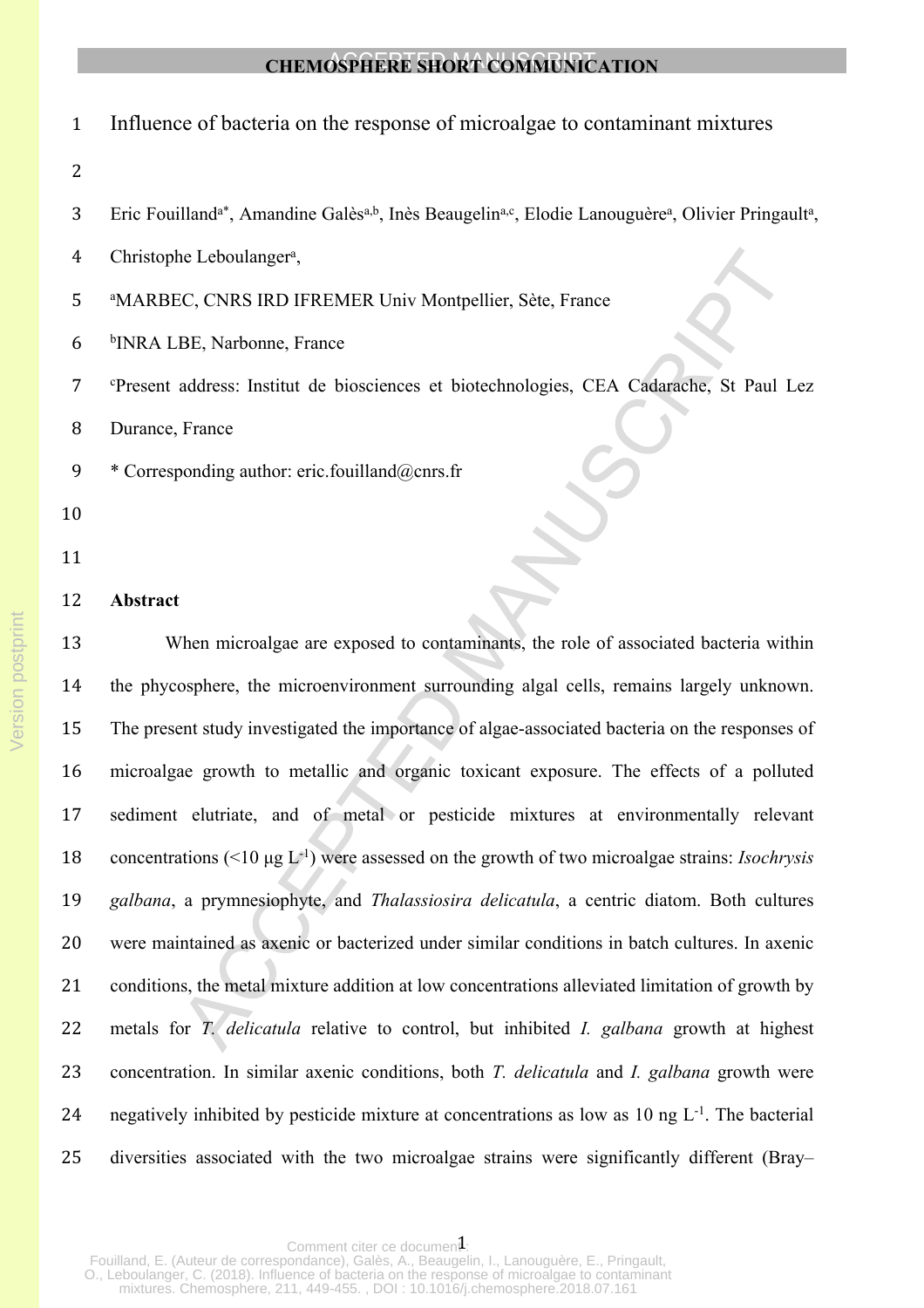# Influence of bacteria on the response of microalgae to contaminant mixtures

Eric Fouilland[a*], Amandine Galès[a,b], Inès Beaugelin[a,c], Elodie Lanouguère[a], Olivier Pringault[a], Christophe Leboulanger[a],

[a]MARBEC, CNRS IRD IFREMER Univ Montpellier, Sète, France

[b]INRA LBE, Narbonne, France

[c]Present address: Institut de biosciences et biotechnologies, CEA Cadarache, St Paul Lez Durance, France

* Corresponding author: eric.fouilland@cnrs.fr

## Abstract

When microalgae are exposed to contaminants, the role of associated bacteria within the phycosphere, the microenvironment surrounding algal cells, remains largely unknown. The present study investigated the importance of algae-associated bacteria on the responses of microalgae growth to metallic and organic toxicant exposure. The effects of a polluted sediment elutriate, and of metal or pesticide mixtures at environmentally relevant concentrations (<10 µg $L^{-1}$) were assessed on the growth of two microalgae strains: *Isochrysis galbana*, a prymnesiophyte, and *Thalassiosira delicatula*, a centric diatom. Both cultures were maintained as axenic or bacterized under similar conditions in batch cultures. In axenic conditions, the metal mixture addition at low concentrations alleviated limitation of growth by metals for *T. delicatula* relative to control, but inhibited *I. galbana* growth at highest concentration. In similar axenic conditions, both *T. delicatula* and *I. galbana* growth were negatively inhibited by pesticide mixture at concentrations as low as 10 ng $L^{-1}$. The bacterial diversities associated with the two microalgae strains were significantly different (Bray–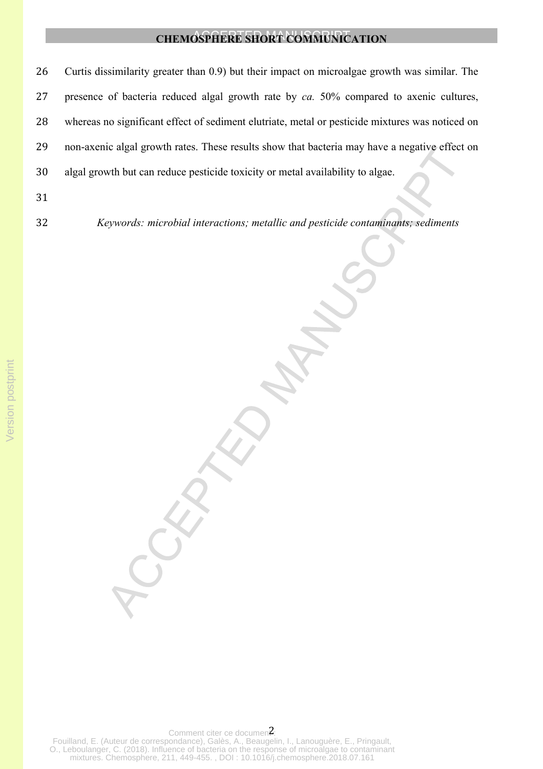Curtis dissimilarity greater than 0.9) but their impact on microalgae growth was similar. The presence of bacteria reduced algal growth rate by *ca.* 50% compared to axenic cultures, whereas no significant effect of sediment elutriate, metal or pesticide mixtures was noticed on non-axenic algal growth rates. These results show that bacteria may have a negative effect on algal growth but can reduce pesticide toxicity or metal availability to algae.

*Keywords: microbial interactions; metallic and pesticide contaminants; sediments*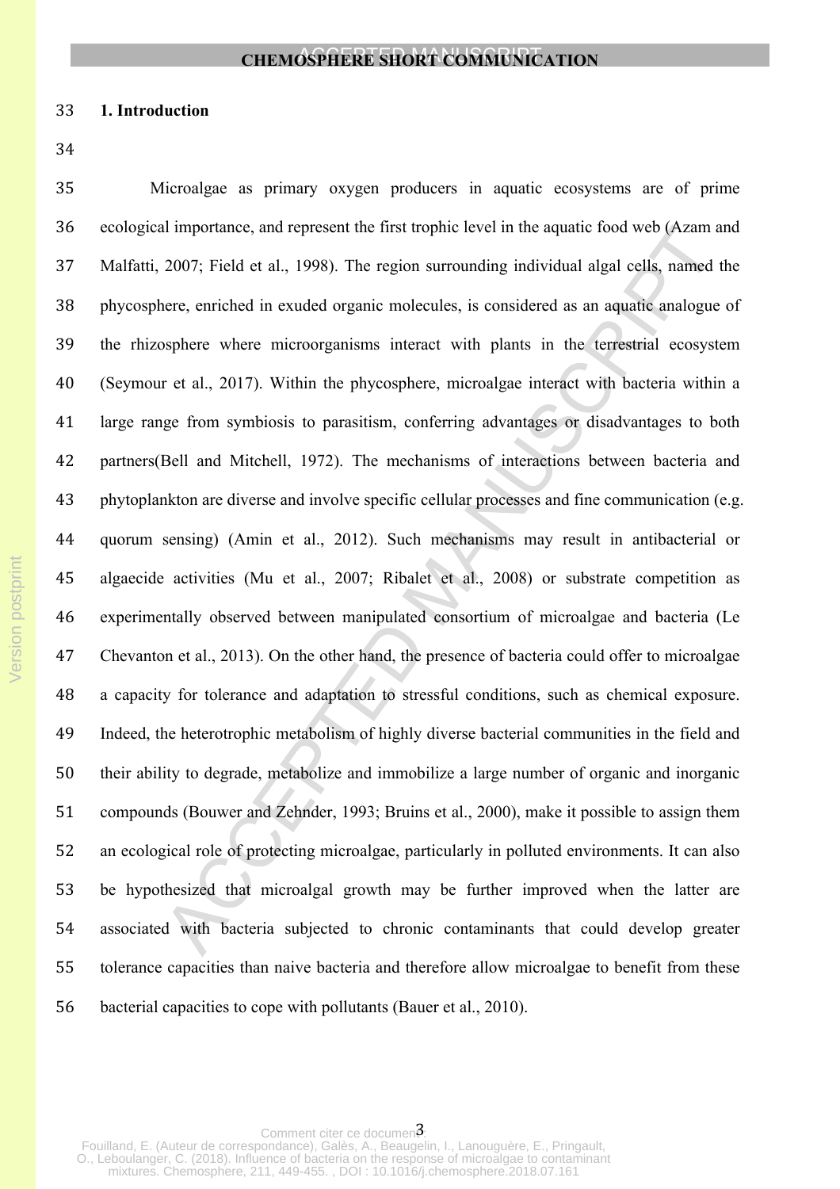# 1. Introduction

Microalgae as primary oxygen producers in aquatic ecosystems are of prime ecological importance, and represent the first trophic level in the aquatic food web (Azam and Malfatti, 2007; Field et al., 1998). The region surrounding individual algal cells, named the phycosphere, enriched in exuded organic molecules, is considered as an aquatic analogue of the rhizosphere where microorganisms interact with plants in the terrestrial ecosystem (Seymour et al., 2017). Within the phycosphere, microalgae interact with bacteria within a large range from symbiosis to parasitism, conferring advantages or disadvantages to both partners(Bell and Mitchell, 1972). The mechanisms of interactions between bacteria and phytoplankton are diverse and involve specific cellular processes and fine communication (e.g. quorum sensing) (Amin et al., 2012). Such mechanisms may result in antibacterial or algaecide activities (Mu et al., 2007; Ribalet et al., 2008) or substrate competition as experimentally observed between manipulated consortium of microalgae and bacteria (Le Chevanton et al., 2013). On the other hand, the presence of bacteria could offer to microalgae a capacity for tolerance and adaptation to stressful conditions, such as chemical exposure. Indeed, the heterotrophic metabolism of highly diverse bacterial communities in the field and their ability to degrade, metabolize and immobilize a large number of organic and inorganic compounds (Bouwer and Zehnder, 1993; Bruins et al., 2000), make it possible to assign them an ecological role of protecting microalgae, particularly in polluted environments. It can also be hypothesized that microalgal growth may be further improved when the latter are associated with bacteria subjected to chronic contaminants that could develop greater tolerance capacities than naive bacteria and therefore allow microalgae to benefit from these bacterial capacities to cope with pollutants (Bauer et al., 2010).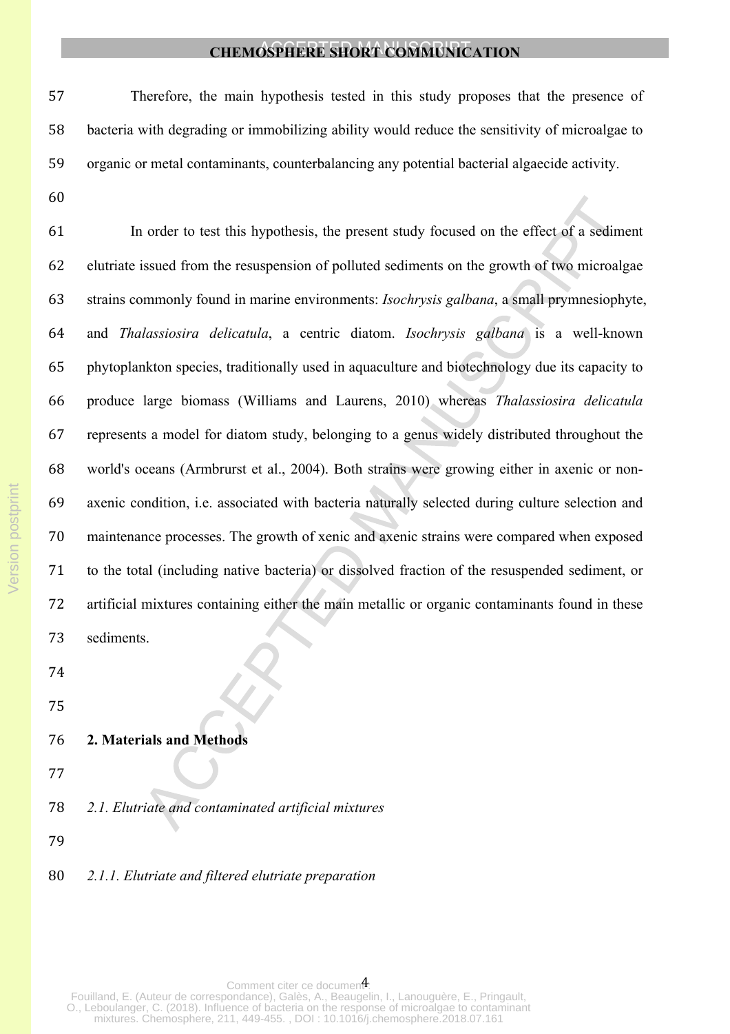Therefore, the main hypothesis tested in this study proposes that the presence of bacteria with degrading or immobilizing ability would reduce the sensitivity of microalgae to organic or metal contaminants, counterbalancing any potential bacterial algaecide activity.

In order to test this hypothesis, the present study focused on the effect of a sediment elutriate issued from the resuspension of polluted sediments on the growth of two microalgae strains commonly found in marine environments: *Isochrysis galbana*, a small prymnesiophyte, and *Thalassiosira delicatula*, a centric diatom. *Isochrysis galbana* is a well-known phytoplankton species, traditionally used in aquaculture and biotechnology due its capacity to produce large biomass (Williams and Laurens, 2010) whereas *Thalassiosira delicatula* represents a model for diatom study, belonging to a genus widely distributed throughout the world's oceans (Armbrurst et al., 2004). Both strains were growing either in axenic or non-axenic condition, i.e. associated with bacteria naturally selected during culture selection and maintenance processes. The growth of xenic and axenic strains were compared when exposed to the total (including native bacteria) or dissolved fraction of the resuspended sediment, or artificial mixtures containing either the main metallic or organic contaminants found in these sediments.

## 2. Materials and Methods

### *2.1. Elutriate and contaminated artificial mixtures*

#### *2.1.1. Elutriate and filtered elutriate preparation*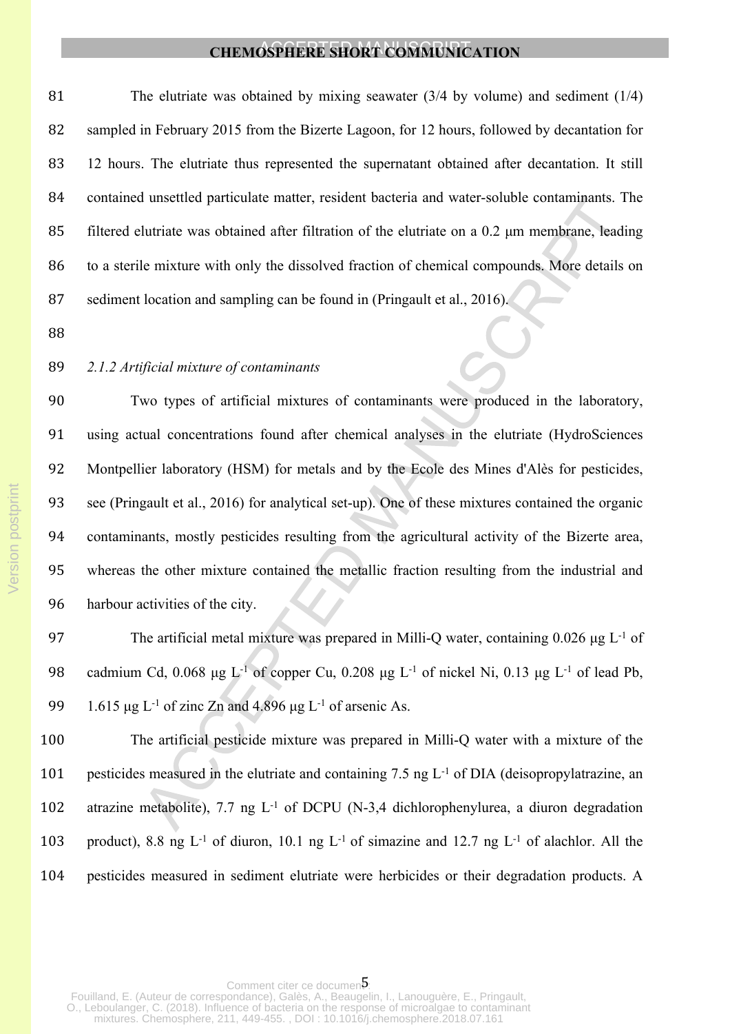The elutriate was obtained by mixing seawater (3/4 by volume) and sediment (1/4) sampled in February 2015 from the Bizerte Lagoon, for 12 hours, followed by decantation for 12 hours. The elutriate thus represented the supernatant obtained after decantation. It still contained unsettled particulate matter, resident bacteria and water-soluble contaminants. The filtered elutriate was obtained after filtration of the elutriate on a 0.2 μm membrane, leading to a sterile mixture with only the dissolved fraction of chemical compounds. More details on sediment location and sampling can be found in (Pringault et al., 2016).

*2.1.2 Artificial mixture of contaminants*

Two types of artificial mixtures of contaminants were produced in the laboratory, using actual concentrations found after chemical analyses in the elutriate (HydroSciences Montpellier laboratory (HSM) for metals and by the Ecole des Mines d'Alès for pesticides, see (Pringault et al., 2016) for analytical set-up). One of these mixtures contained the organic contaminants, mostly pesticides resulting from the agricultural activity of the Bizerte area, whereas the other mixture contained the metallic fraction resulting from the industrial and harbour activities of the city.

The artificial metal mixture was prepared in Milli-Q water, containing 0.026 μg $L^{-1}$ of cadmium Cd, 0.068 μg $L^{-1}$ of copper Cu, 0.208 μg $L^{-1}$ of nickel Ni, 0.13 μg $L^{-1}$ of lead Pb, 1.615 μg $L^{-1}$ of zinc Zn and 4.896 μg $L^{-1}$ of arsenic As.

The artificial pesticide mixture was prepared in Milli-Q water with a mixture of the pesticides measured in the elutriate and containing 7.5 ng $L^{-1}$ of DIA (deisopropylatrazine, an atrazine metabolite), 7.7 ng $L^{-1}$ of DCPU (N-3,4 dichlorophenylurea, a diuron degradation product), 8.8 ng $L^{-1}$ of diuron, 10.1 ng $L^{-1}$ of simazine and 12.7 ng $L^{-1}$ of alachlor. All the pesticides measured in sediment elutriate were herbicides or their degradation products. A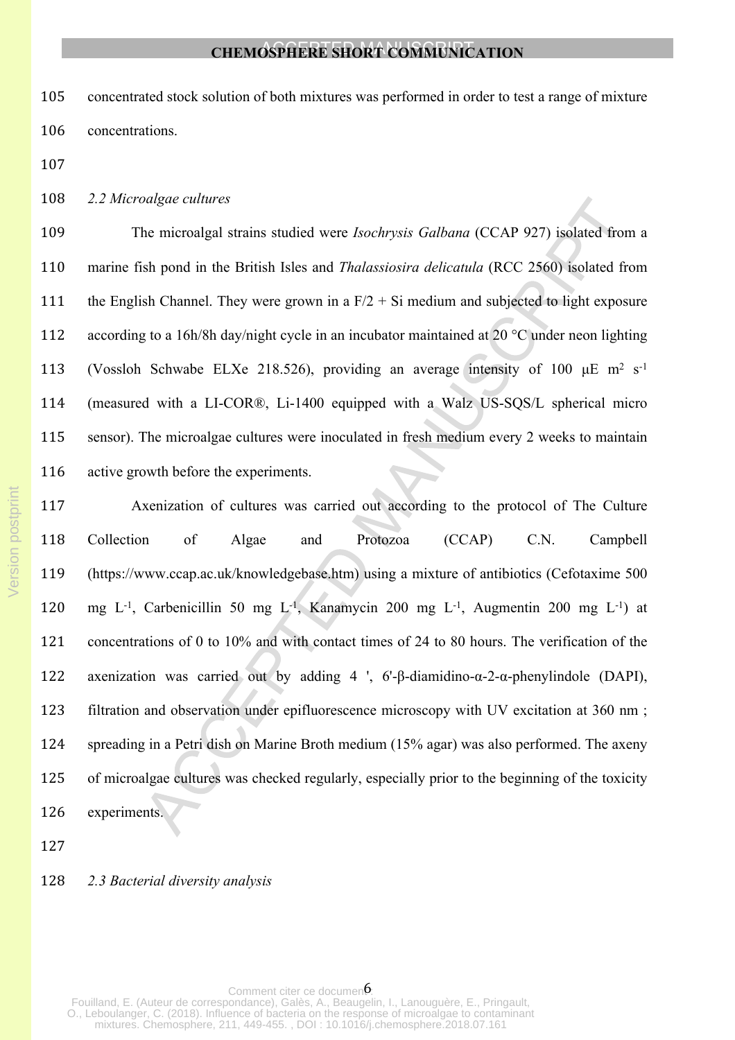concentrated stock solution of both mixtures was performed in order to test a range of mixture concentrations.

*2.2 Microalgae cultures*

The microalgal strains studied were *Isochrysis Galbana* (CCAP 927) isolated from a marine fish pond in the British Isles and *Thalassiosira delicatula* (RCC 2560) isolated from the English Channel. They were grown in a F/2 + Si medium and subjected to light exposure according to a 16h/8h day/night cycle in an incubator maintained at 20 °C under neon lighting (Vossloh Schwabe ELXe 218.526), providing an average intensity of 100 µE $m^2$ $s^{-1}$ (measured with a LI-COR®, Li-1400 equipped with a Walz US-SQS/L spherical micro sensor). The microalgae cultures were inoculated in fresh medium every 2 weeks to maintain active growth before the experiments.

Axenization of cultures was carried out according to the protocol of The Culture Collection of Algae and Protozoa (CCAP) C.N. Campbell (https://www.ccap.ac.uk/knowledgebase.htm) using a mixture of antibiotics (Cefotaxime 500 mg $L^{-1}$, Carbenicillin 50 mg $L^{-1}$, Kanamycin 200 mg $L^{-1}$, Augmentin 200 mg $L^{-1}$) at concentrations of 0 to 10% and with contact times of 24 to 80 hours. The verification of the axenization was carried out by adding 4 ', 6'-β-diamidino-α-2-α-phenylindole (DAPI), filtration and observation under epifluorescence microscopy with UV excitation at 360 nm ; spreading in a Petri dish on Marine Broth medium (15% agar) was also performed. The axeny of microalgae cultures was checked regularly, especially prior to the beginning of the toxicity experiments.

*2.3 Bacterial diversity analysis*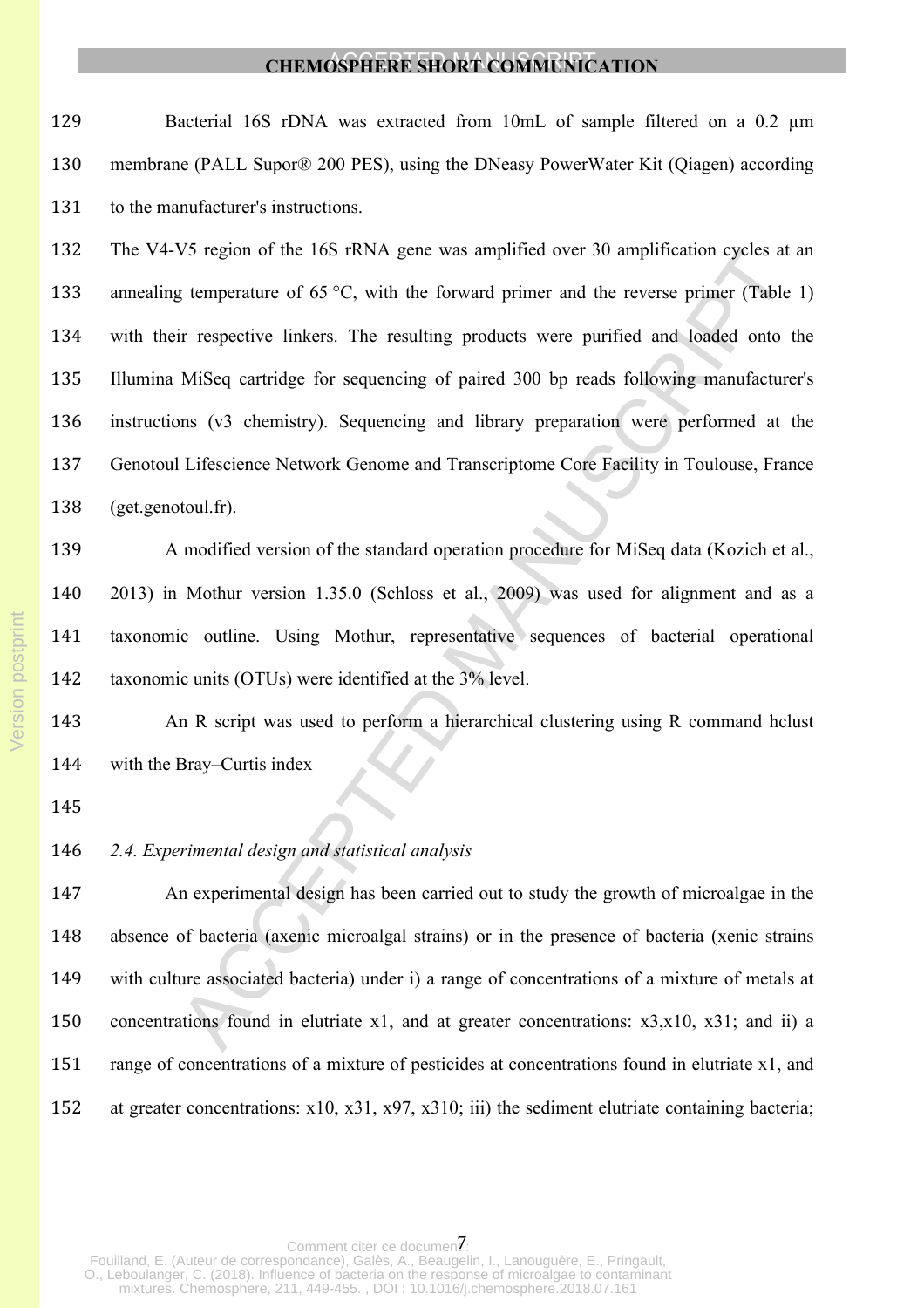Bacterial 16S rDNA was extracted from 10mL of sample filtered on a 0.2 µm membrane (PALL Supor® 200 PES), using the DNeasy PowerWater Kit (Qiagen) according to the manufacturer's instructions.

The V4-V5 region of the 16S rRNA gene was amplified over 30 amplification cycles at an annealing temperature of 65 °C, with the forward primer and the reverse primer (Table 1) with their respective linkers. The resulting products were purified and loaded onto the Illumina MiSeq cartridge for sequencing of paired 300 bp reads following manufacturer's instructions (v3 chemistry). Sequencing and library preparation were performed at the Genotoul Lifescience Network Genome and Transcriptome Core Facility in Toulouse, France (get.genotoul.fr).

A modified version of the standard operation procedure for MiSeq data (Kozich et al., 2013) in Mothur version 1.35.0 (Schloss et al., 2009) was used for alignment and as a taxonomic outline. Using Mothur, representative sequences of bacterial operational taxonomic units (OTUs) were identified at the 3% level.

An R script was used to perform a hierarchical clustering using R command hclust with the Bray–Curtis index

*2.4. Experimental design and statistical analysis*

An experimental design has been carried out to study the growth of microalgae in the absence of bacteria (axenic microalgal strains) or in the presence of bacteria (xenic strains with culture associated bacteria) under i) a range of concentrations of a mixture of metals at concentrations found in elutriate x1, and at greater concentrations: x3,x10, x31; and ii) a range of concentrations of a mixture of pesticides at concentrations found in elutriate x1, and at greater concentrations: x10, x31, x97, x310; iii) the sediment elutriate containing bacteria;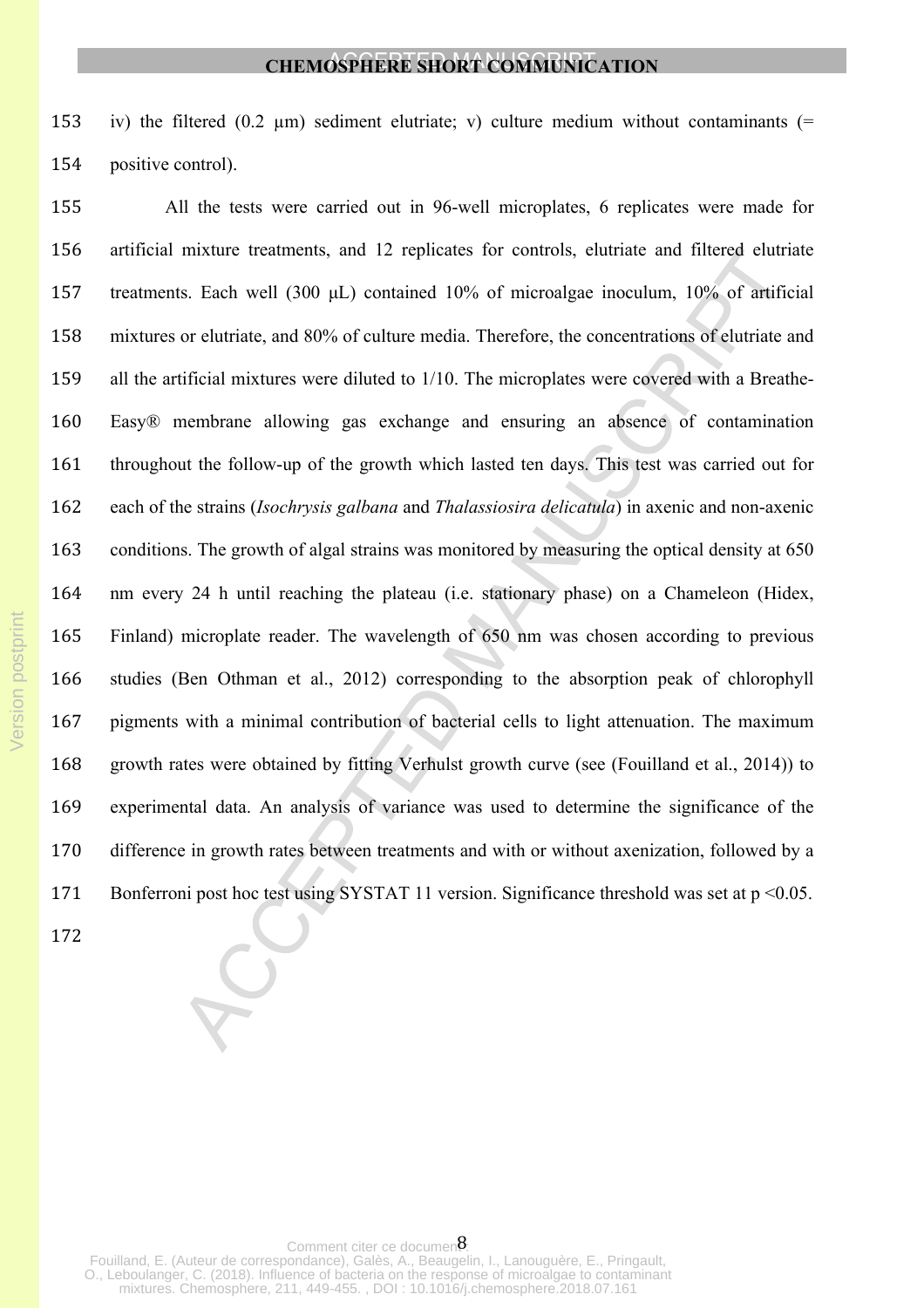iv) the filtered (0.2 μm) sediment elutriate; v) culture medium without contaminants (= positive control).

All the tests were carried out in 96-well microplates, 6 replicates were made for artificial mixture treatments, and 12 replicates for controls, elutriate and filtered elutriate treatments. Each well (300 μL) contained 10% of microalgae inoculum, 10% of artificial mixtures or elutriate, and 80% of culture media. Therefore, the concentrations of elutriate and all the artificial mixtures were diluted to 1/10. The microplates were covered with a Breathe-Easy® membrane allowing gas exchange and ensuring an absence of contamination throughout the follow-up of the growth which lasted ten days. This test was carried out for each of the strains (*Isochrysis galbana* and *Thalassiosira delicatula*) in axenic and non-axenic conditions. The growth of algal strains was monitored by measuring the optical density at 650 nm every 24 h until reaching the plateau (i.e. stationary phase) on a Chameleon (Hidex, Finland) microplate reader. The wavelength of 650 nm was chosen according to previous studies (Ben Othman et al., 2012) corresponding to the absorption peak of chlorophyll pigments with a minimal contribution of bacterial cells to light attenuation. The maximum growth rates were obtained by fitting Verhulst growth curve (see (Fouilland et al., 2014)) to experimental data. An analysis of variance was used to determine the significance of the difference in growth rates between treatments and with or without axenization, followed by a Bonferroni post hoc test using SYSTAT 11 version. Significance threshold was set at $p < 0.05$.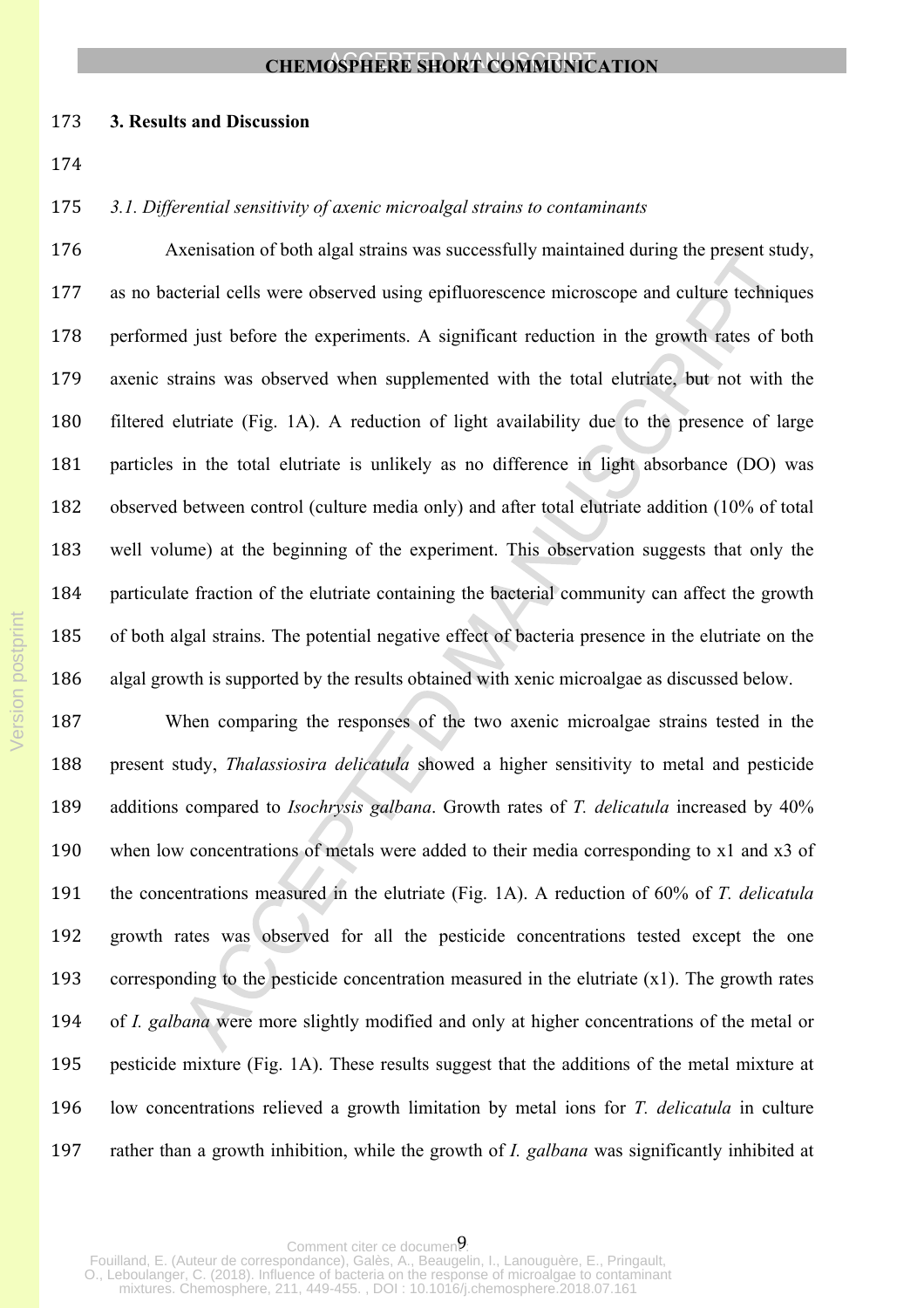## 3. Results and Discussion

### *3.1. Differential sensitivity of axenic microalgal strains to contaminants*

Axenisation of both algal strains was successfully maintained during the present study, as no bacterial cells were observed using epifluorescence microscope and culture techniques performed just before the experiments. A significant reduction in the growth rates of both axenic strains was observed when supplemented with the total elutriate, but not with the filtered elutriate (Fig. 1A). A reduction of light availability due to the presence of large particles in the total elutriate is unlikely as no difference in light absorbance (DO) was observed between control (culture media only) and after total elutriate addition (10% of total well volume) at the beginning of the experiment. This observation suggests that only the particulate fraction of the elutriate containing the bacterial community can affect the growth of both algal strains. The potential negative effect of bacteria presence in the elutriate on the algal growth is supported by the results obtained with xenic microalgae as discussed below.

When comparing the responses of the two axenic microalgae strains tested in the present study, *Thalassiosira delicatula* showed a higher sensitivity to metal and pesticide additions compared to *Isochrysis galbana*. Growth rates of *T. delicatula* increased by 40% when low concentrations of metals were added to their media corresponding to x1 and x3 of the concentrations measured in the elutriate (Fig. 1A). A reduction of 60% of *T. delicatula* growth rates was observed for all the pesticide concentrations tested except the one corresponding to the pesticide concentration measured in the elutriate (x1). The growth rates of *I. galbana* were more slightly modified and only at higher concentrations of the metal or pesticide mixture (Fig. 1A). These results suggest that the additions of the metal mixture at low concentrations relieved a growth limitation by metal ions for *T. delicatula* in culture rather than a growth inhibition, while the growth of *I. galbana* was significantly inhibited at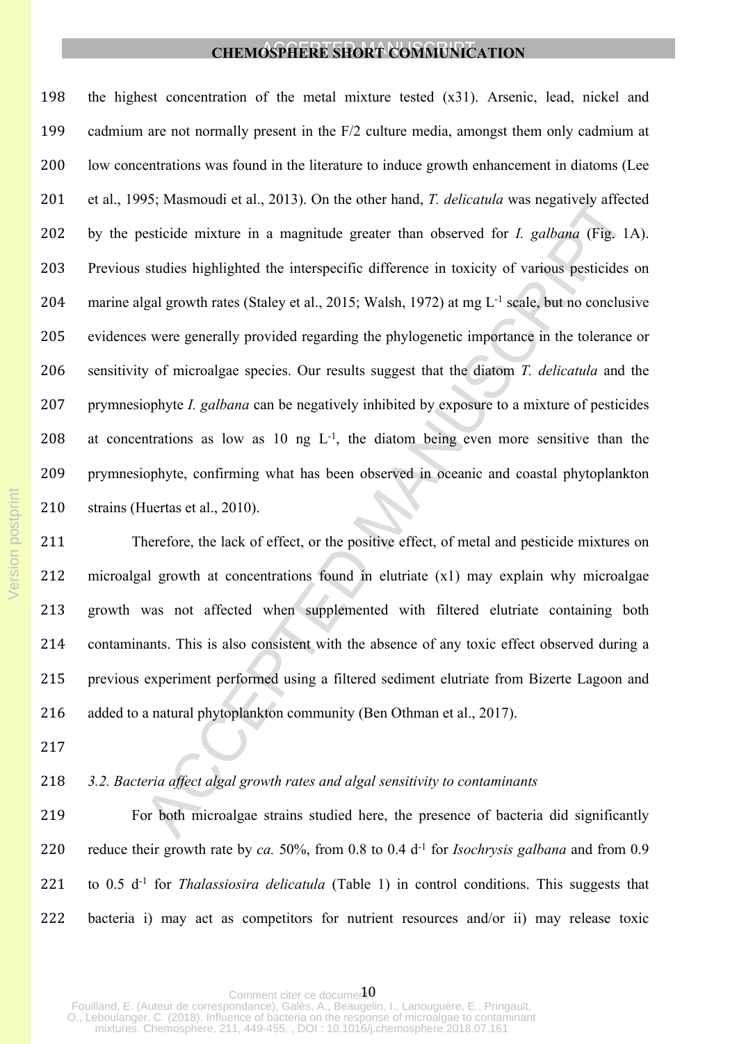the highest concentration of the metal mixture tested (x31). Arsenic, lead, nickel and cadmium are not normally present in the F/2 culture media, amongst them only cadmium at low concentrations was found in the literature to induce growth enhancement in diatoms (Lee et al., 1995; Masmoudi et al., 2013). On the other hand, *T. delicatula* was negatively affected by the pesticide mixture in a magnitude greater than observed for *I. galbana* (Fig. 1A). Previous studies highlighted the interspecific difference in toxicity of various pesticides on marine algal growth rates (Staley et al., 2015; Walsh, 1972) at mg $L^{-1}$ scale, but no conclusive evidences were generally provided regarding the phylogenetic importance in the tolerance or sensitivity of microalgae species. Our results suggest that the diatom *T. delicatula* and the prymnesiophyte *I. galbana* can be negatively inhibited by exposure to a mixture of pesticides at concentrations as low as 10 ng $L^{-1}$, the diatom being even more sensitive than the prymnesiophyte, confirming what has been observed in oceanic and coastal phytoplankton strains (Huertas et al., 2010).

Therefore, the lack of effect, or the positive effect, of metal and pesticide mixtures on microalgal growth at concentrations found in elutriate (x1) may explain why microalgae growth was not affected when supplemented with filtered elutriate containing both contaminants. This is also consistent with the absence of any toxic effect observed during a previous experiment performed using a filtered sediment elutriate from Bizerte Lagoon and added to a natural phytoplankton community (Ben Othman et al., 2017).

### *3.2. Bacteria affect algal growth rates and algal sensitivity to contaminants*

For both microalgae strains studied here, the presence of bacteria did significantly reduce their growth rate by *ca.* 50%, from 0.8 to 0.4 $d^{-1}$ for *Isochrysis galbana* and from 0.9 to 0.5 $d^{-1}$ for *Thalassiosira delicatula* (Table 1) in control conditions. This suggests that bacteria i) may act as competitors for nutrient resources and/or ii) may release toxic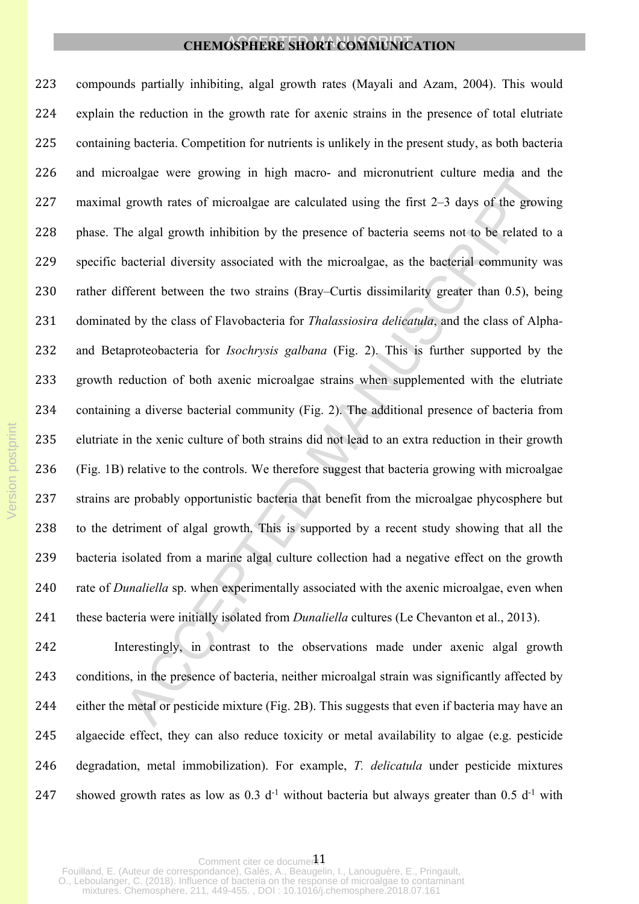compounds partially inhibiting, algal growth rates (Mayali and Azam, 2004). This would explain the reduction in the growth rate for axenic strains in the presence of total elutriate containing bacteria. Competition for nutrients is unlikely in the present study, as both bacteria and microalgae were growing in high macro- and micronutrient culture media and the maximal growth rates of microalgae are calculated using the first 2–3 days of the growing phase. The algal growth inhibition by the presence of bacteria seems not to be related to a specific bacterial diversity associated with the microalgae, as the bacterial community was rather different between the two strains (Bray–Curtis dissimilarity greater than 0.5), being dominated by the class of Flavobacteria for *Thalassiosira delicatula*, and the class of Alpha- and Betaproteobacteria for *Isochrysis galbana* (Fig. 2). This is further supported by the growth reduction of both axenic microalgae strains when supplemented with the elutriate containing a diverse bacterial community (Fig. 2). The additional presence of bacteria from elutriate in the xenic culture of both strains did not lead to an extra reduction in their growth (Fig. 1B) relative to the controls. We therefore suggest that bacteria growing with microalgae strains are probably opportunistic bacteria that benefit from the microalgae phycosphere but to the detriment of algal growth. This is supported by a recent study showing that all the bacteria isolated from a marine algal culture collection had a negative effect on the growth rate of *Dunaliella* sp. when experimentally associated with the axenic microalgae, even when these bacteria were initially isolated from *Dunaliella* cultures (Le Chevanton et al., 2013).

Interestingly, in contrast to the observations made under axenic algal growth conditions, in the presence of bacteria, neither microalgal strain was significantly affected by either the metal or pesticide mixture (Fig. 2B). This suggests that even if bacteria may have an algaecide effect, they can also reduce toxicity or metal availability to algae (e.g. pesticide degradation, metal immobilization). For example, *T. delicatula* under pesticide mixtures showed growth rates as low as 0.3 $d^{-1}$ without bacteria but always greater than 0.5 $d^{-1}$ with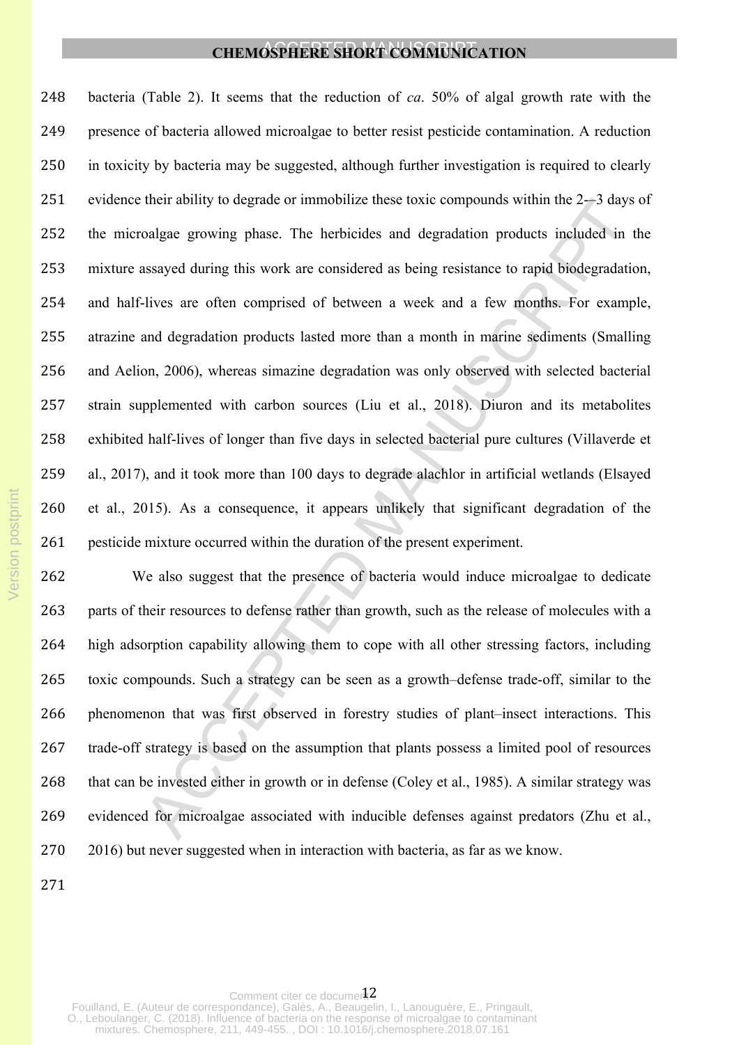bacteria (Table 2). It seems that the reduction of *ca*. 50% of algal growth rate with the presence of bacteria allowed microalgae to better resist pesticide contamination. A reduction in toxicity by bacteria may be suggested, although further investigation is required to clearly evidence their ability to degrade or immobilize these toxic compounds within the 2-–3 days of the microalgae growing phase. The herbicides and degradation products included in the mixture assayed during this work are considered as being resistance to rapid biodegradation, and half-lives are often comprised of between a week and a few months. For example, atrazine and degradation products lasted more than a month in marine sediments (Smalling and Aelion, 2006), whereas simazine degradation was only observed with selected bacterial strain supplemented with carbon sources (Liu et al., 2018). Diuron and its metabolites exhibited half-lives of longer than five days in selected bacterial pure cultures (Villaverde et al., 2017), and it took more than 100 days to degrade alachlor in artificial wetlands (Elsayed et al., 2015). As a consequence, it appears unlikely that significant degradation of the pesticide mixture occurred within the duration of the present experiment.

We also suggest that the presence of bacteria would induce microalgae to dedicate parts of their resources to defense rather than growth, such as the release of molecules with a high adsorption capability allowing them to cope with all other stressing factors, including toxic compounds. Such a strategy can be seen as a growth–defense trade-off, similar to the phenomenon that was first observed in forestry studies of plant–insect interactions. This trade-off strategy is based on the assumption that plants possess a limited pool of resources that can be invested either in growth or in defense (Coley et al., 1985). A similar strategy was evidenced for microalgae associated with inducible defenses against predators (Zhu et al., 2016) but never suggested when in interaction with bacteria, as far as we know.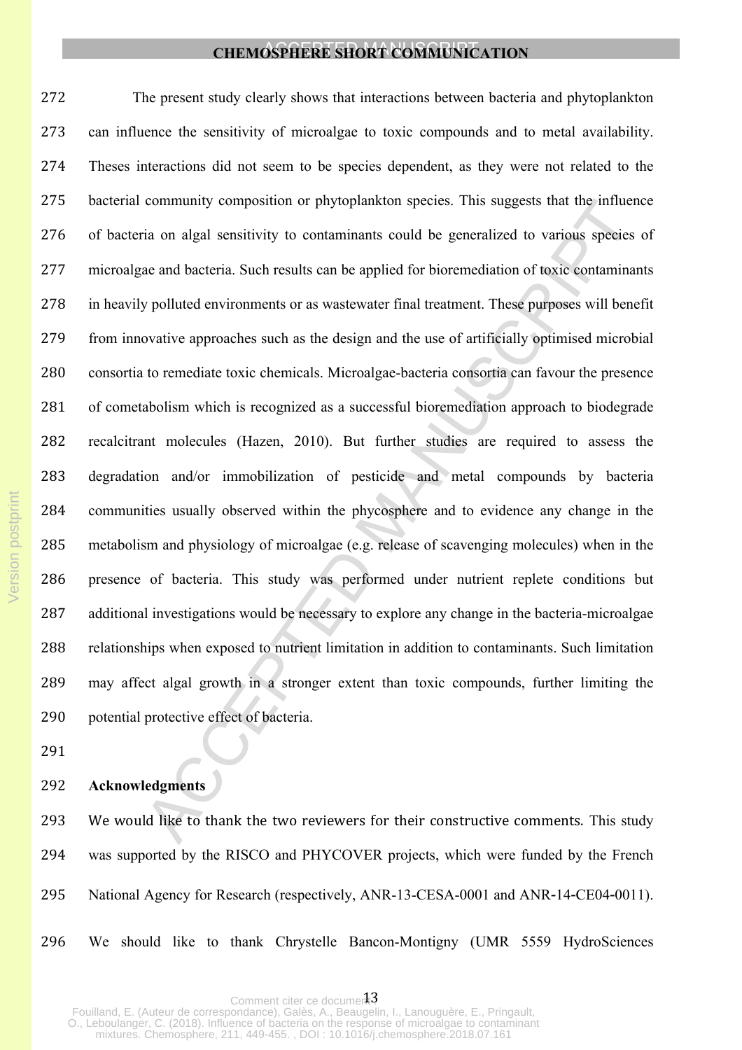The present study clearly shows that interactions between bacteria and phytoplankton can influence the sensitivity of microalgae to toxic compounds and to metal availability. Theses interactions did not seem to be species dependent, as they were not related to the bacterial community composition or phytoplankton species. This suggests that the influence of bacteria on algal sensitivity to contaminants could be generalized to various species of microalgae and bacteria. Such results can be applied for bioremediation of toxic contaminants in heavily polluted environments or as wastewater final treatment. These purposes will benefit from innovative approaches such as the design and the use of artificially optimised microbial consortia to remediate toxic chemicals. Microalgae-bacteria consortia can favour the presence of cometabolism which is recognized as a successful bioremediation approach to biodegrade recalcitrant molecules (Hazen, 2010). But further studies are required to assess the degradation and/or immobilization of pesticide and metal compounds by bacteria communities usually observed within the phycosphere and to evidence any change in the metabolism and physiology of microalgae (e.g. release of scavenging molecules) when in the presence of bacteria. This study was performed under nutrient replete conditions but additional investigations would be necessary to explore any change in the bacteria-microalgae relationships when exposed to nutrient limitation in addition to contaminants. Such limitation may affect algal growth in a stronger extent than toxic compounds, further limiting the potential protective effect of bacteria.

## Acknowledgments

We would like to thank the two reviewers for their constructive comments. This study was supported by the RISCO and PHYCOVER projects, which were funded by the French National Agency for Research (respectively, ANR-13-CESA-0001 and ANR-14-CE04-0011). We should like to thank Chrystelle Bancon-Montigny (UMR 5559 HydroSciences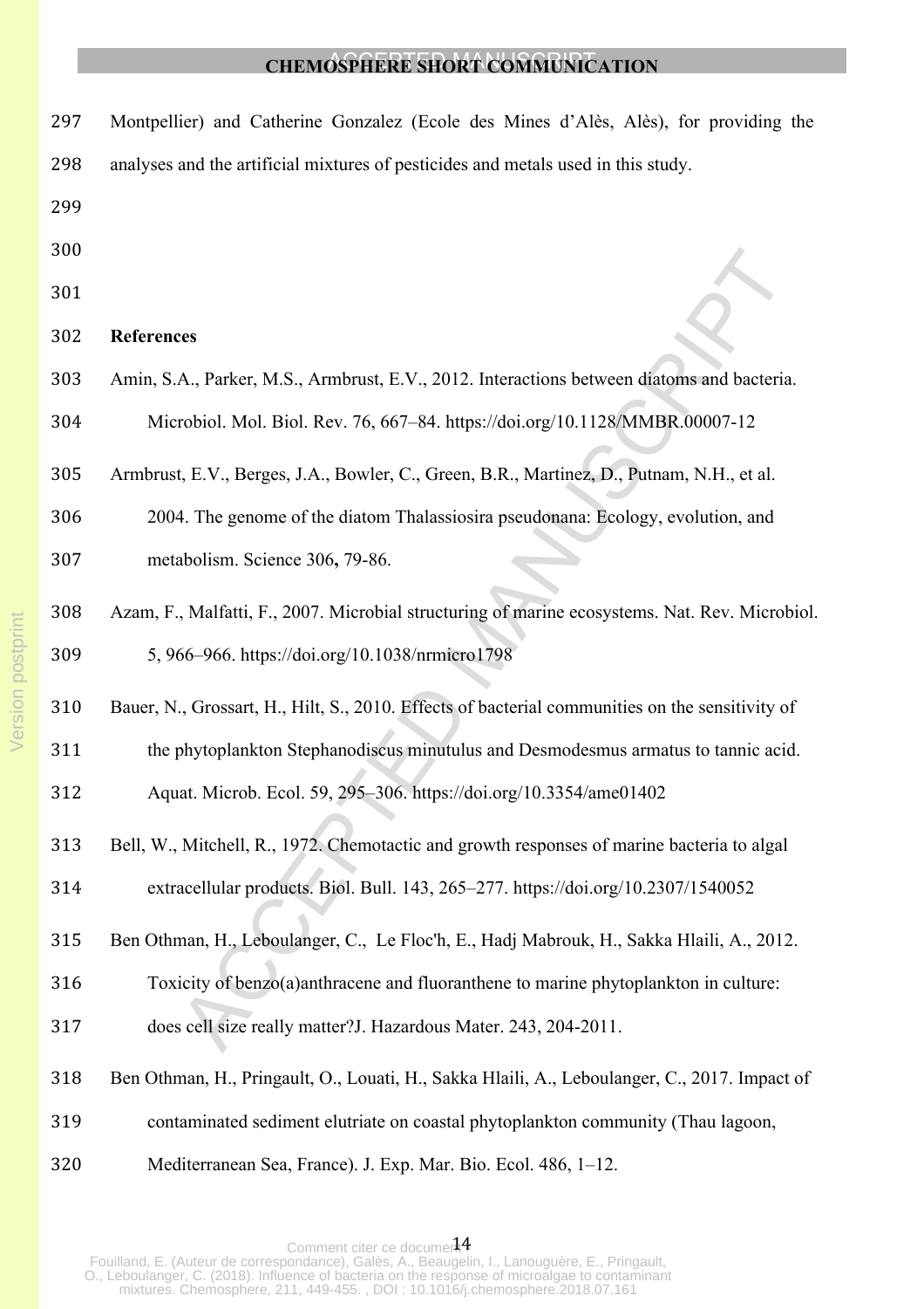Montpellier) and Catherine Gonzalez (Ecole des Mines d'Alès, Alès), for providing the analyses and the artificial mixtures of pesticides and metals used in this study.

## References

Amin, S.A., Parker, M.S., Armbrust, E.V., 2012. Interactions between diatoms and bacteria. Microbiol. Mol. Biol. Rev. 76, 667–84. https://doi.org/10.1128/MMBR.00007-12

Armbrust, E.V., Berges, J.A., Bowler, C., Green, B.R., Martinez, D., Putnam, N.H., et al. 2004. The genome of the diatom Thalassiosira pseudonana: Ecology, evolution, and metabolism. Science 306**,** 79-86.

Azam, F., Malfatti, F., 2007. Microbial structuring of marine ecosystems. Nat. Rev. Microbiol. 5, 966–966. https://doi.org/10.1038/nrmicro1798

Bauer, N., Grossart, H., Hilt, S., 2010. Effects of bacterial communities on the sensitivity of the phytoplankton Stephanodiscus minutulus and Desmodesmus armatus to tannic acid. Aquat. Microb. Ecol. 59, 295–306. https://doi.org/10.3354/ame01402

Bell, W., Mitchell, R., 1972. Chemotactic and growth responses of marine bacteria to algal extracellular products. Biol. Bull. 143, 265–277. https://doi.org/10.2307/1540052

Ben Othman, H., Leboulanger, C., Le Floc'h, E., Hadj Mabrouk, H., Sakka Hlaili, A., 2012. Toxicity of benzo(a)anthracene and fluoranthene to marine phytoplankton in culture: does cell size really matter?J. Hazardous Mater. 243, 204-2011.

Ben Othman, H., Pringault, O., Louati, H., Sakka Hlaili, A., Leboulanger, C., 2017. Impact of contaminated sediment elutriate on coastal phytoplankton community (Thau lagoon, Mediterranean Sea, France). J. Exp. Mar. Bio. Ecol. 486, 1–12.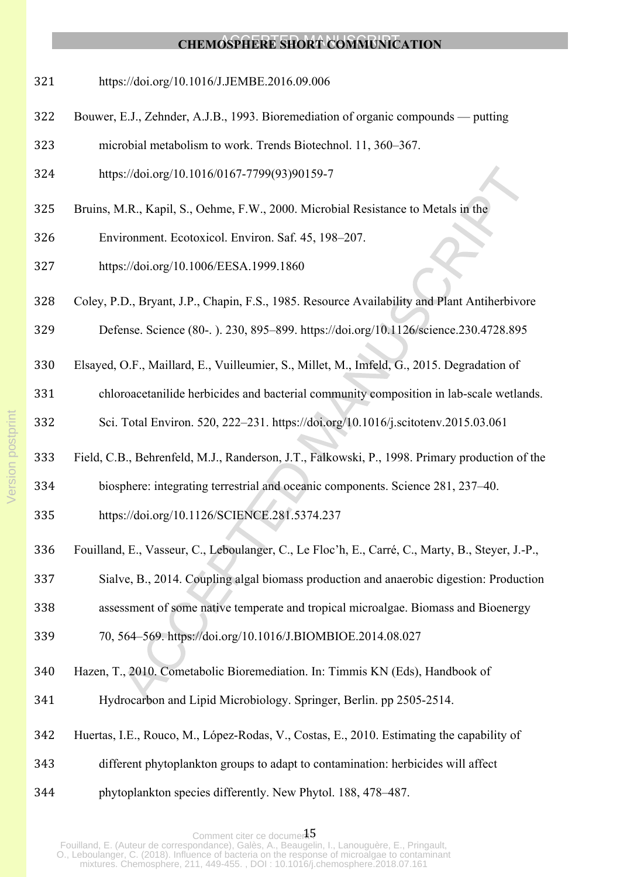https://doi.org/10.1016/J.JEMBE.2016.09.006

Bouwer, E.J., Zehnder, A.J.B., 1993. Bioremediation of organic compounds — putting microbial metabolism to work. Trends Biotechnol. 11, 360–367. https://doi.org/10.1016/0167-7799(93)90159-7

Bruins, M.R., Kapil, S., Oehme, F.W., 2000. Microbial Resistance to Metals in the Environment. Ecotoxicol. Environ. Saf. 45, 198–207. https://doi.org/10.1006/EESA.1999.1860

Coley, P.D., Bryant, J.P., Chapin, F.S., 1985. Resource Availability and Plant Antiherbivore Defense. Science (80-. ). 230, 895–899. https://doi.org/10.1126/science.230.4728.895

Elsayed, O.F., Maillard, E., Vuilleumier, S., Millet, M., Imfeld, G., 2015. Degradation of chloroacetanilide herbicides and bacterial community composition in lab-scale wetlands. Sci. Total Environ. 520, 222–231. https://doi.org/10.1016/j.scitotenv.2015.03.061

Field, C.B., Behrenfeld, M.J., Randerson, J.T., Falkowski, P., 1998. Primary production of the biosphere: integrating terrestrial and oceanic components. Science 281, 237–40. https://doi.org/10.1126/SCIENCE.281.5374.237

Fouilland, E., Vasseur, C., Leboulanger, C., Le Floc'h, E., Carré, C., Marty, B., Steyer, J.-P., Sialve, B., 2014. Coupling algal biomass production and anaerobic digestion: Production assessment of some native temperate and tropical microalgae. Biomass and Bioenergy 70, 564–569. https://doi.org/10.1016/J.BIOMBIOE.2014.08.027

Hazen, T., 2010. Cometabolic Bioremediation. In: Timmis KN (Eds), Handbook of Hydrocarbon and Lipid Microbiology. Springer, Berlin. pp 2505-2514.

Huertas, I.E., Rouco, M., López-Rodas, V., Costas, E., 2010. Estimating the capability of different phytoplankton groups to adapt to contamination: herbicides will affect phytoplankton species differently. New Phytol. 188, 478–487.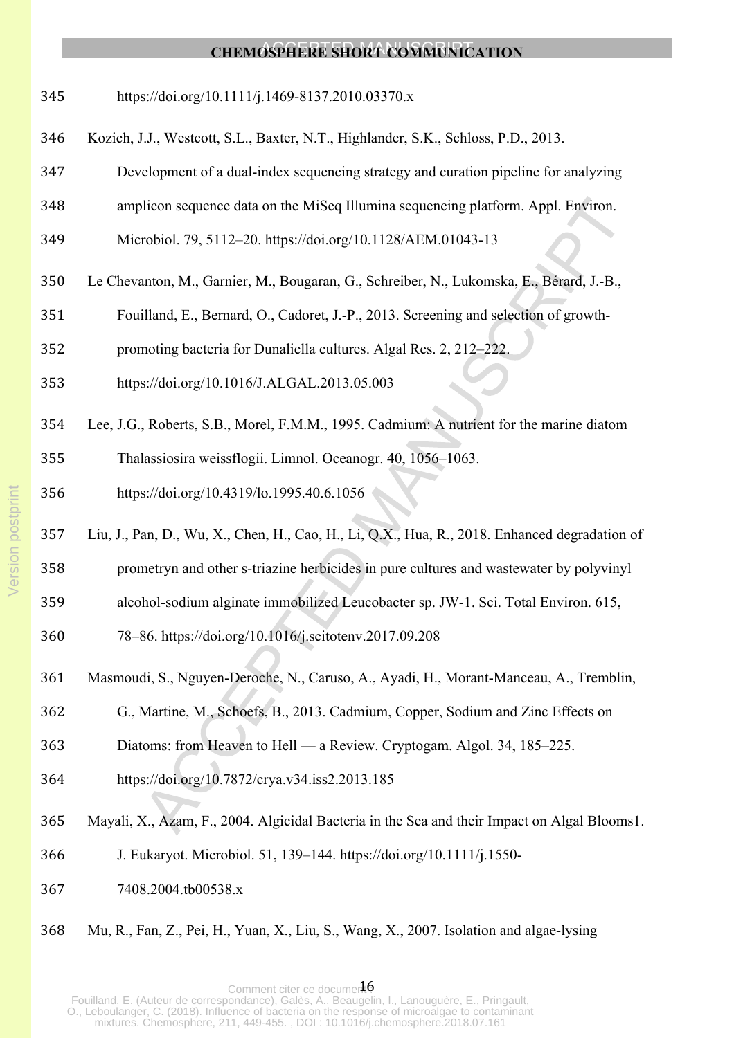https://doi.org/10.1111/j.1469-8137.2010.03370.x

Kozich, J.J., Westcott, S.L., Baxter, N.T., Highlander, S.K., Schloss, P.D., 2013. Development of a dual-index sequencing strategy and curation pipeline for analyzing amplicon sequence data on the MiSeq Illumina sequencing platform. Appl. Environ. Microbiol. 79, 5112–20. https://doi.org/10.1128/AEM.01043-13

Le Chevanton, M., Garnier, M., Bougaran, G., Schreiber, N., Lukomska, E., Bérard, J.-B., Fouilland, E., Bernard, O., Cadoret, J.-P., 2013. Screening and selection of growth-promoting bacteria for Dunaliella cultures. Algal Res. 2, 212–222. https://doi.org/10.1016/J.ALGAL.2013.05.003

Lee, J.G., Roberts, S.B., Morel, F.M.M., 1995. Cadmium: A nutrient for the marine diatom Thalassiosira weissflogii. Limnol. Oceanogr. 40, 1056–1063. https://doi.org/10.4319/lo.1995.40.6.1056

Liu, J., Pan, D., Wu, X., Chen, H., Cao, H., Li, Q.X., Hua, R., 2018. Enhanced degradation of prometryn and other s-triazine herbicides in pure cultures and wastewater by polyvinyl alcohol-sodium alginate immobilized Leucobacter sp. JW-1. Sci. Total Environ. 615, 78–86. https://doi.org/10.1016/j.scitotenv.2017.09.208

Masmoudi, S., Nguyen-Deroche, N., Caruso, A., Ayadi, H., Morant-Manceau, A., Tremblin, G., Martine, M., Schoefs, B., 2013. Cadmium, Copper, Sodium and Zinc Effects on Diatoms: from Heaven to Hell — a Review. Cryptogam. Algol. 34, 185–225. https://doi.org/10.7872/crya.v34.iss2.2013.185

Mayali, X., Azam, F., 2004. Algicidal Bacteria in the Sea and their Impact on Algal Blooms1. J. Eukaryot. Microbiol. 51, 139–144. https://doi.org/10.1111/j.1550-7408.2004.tb00538.x

Mu, R., Fan, Z., Pei, H., Yuan, X., Liu, S., Wang, X., 2007. Isolation and algae-lysing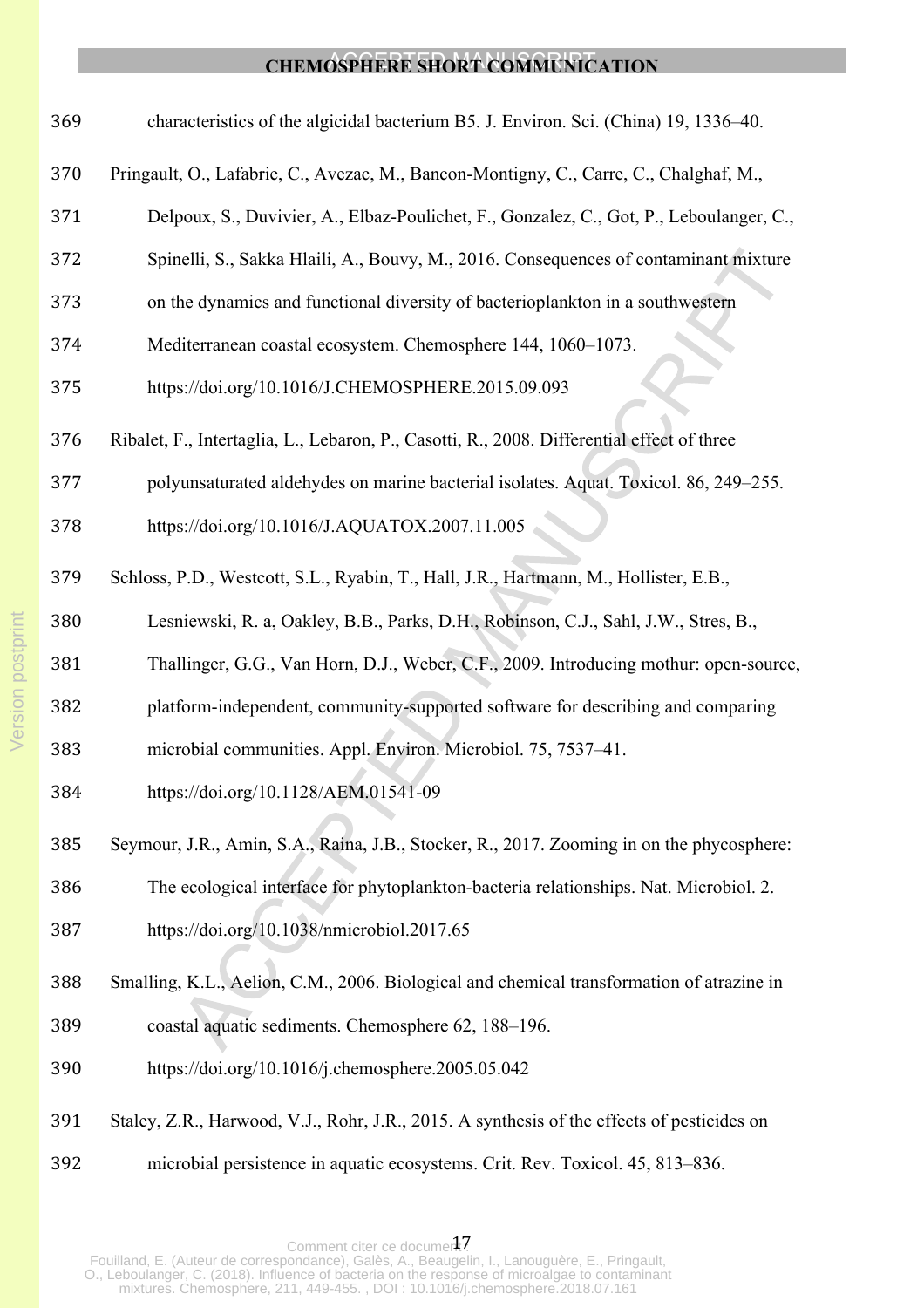characteristics of the algicidal bacterium B5. J. Environ. Sci. (China) 19, 1336–40.

Pringault, O., Lafabrie, C., Avezac, M., Bancon-Montigny, C., Carre, C., Chalghaf, M., Delpoux, S., Duvivier, A., Elbaz-Poulichet, F., Gonzalez, C., Got, P., Leboulanger, C., Spinelli, S., Sakka Hlaili, A., Bouvy, M., 2016. Consequences of contaminant mixture on the dynamics and functional diversity of bacterioplankton in a southwestern Mediterranean coastal ecosystem. Chemosphere 144, 1060–1073. https://doi.org/10.1016/J.CHEMOSPHERE.2015.09.093

Ribalet, F., Intertaglia, L., Lebaron, P., Casotti, R., 2008. Differential effect of three polyunsaturated aldehydes on marine bacterial isolates. Aquat. Toxicol. 86, 249–255. https://doi.org/10.1016/J.AQUATOX.2007.11.005

Schloss, P.D., Westcott, S.L., Ryabin, T., Hall, J.R., Hartmann, M., Hollister, E.B., Lesniewski, R. a, Oakley, B.B., Parks, D.H., Robinson, C.J., Sahl, J.W., Stres, B., Thallinger, G.G., Van Horn, D.J., Weber, C.F., 2009. Introducing mothur: open-source, platform-independent, community-supported software for describing and comparing microbial communities. Appl. Environ. Microbiol. 75, 7537–41. https://doi.org/10.1128/AEM.01541-09

Seymour, J.R., Amin, S.A., Raina, J.B., Stocker, R., 2017. Zooming in on the phycosphere: The ecological interface for phytoplankton-bacteria relationships. Nat. Microbiol. 2. https://doi.org/10.1038/nmicrobiol.2017.65

Smalling, K.L., Aelion, C.M., 2006. Biological and chemical transformation of atrazine in coastal aquatic sediments. Chemosphere 62, 188–196. https://doi.org/10.1016/j.chemosphere.2005.05.042

Staley, Z.R., Harwood, V.J., Rohr, J.R., 2015. A synthesis of the effects of pesticides on microbial persistence in aquatic ecosystems. Crit. Rev. Toxicol. 45, 813–836.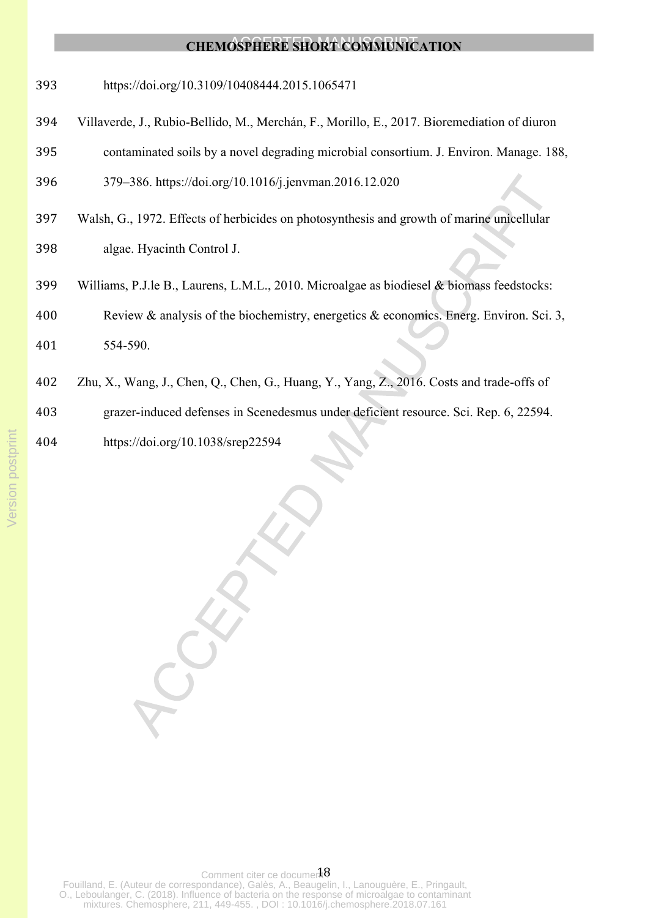https://doi.org/10.3109/10408444.2015.1065471

Villaverde, J., Rubio-Bellido, M., Merchán, F., Morillo, E., 2017. Bioremediation of diuron contaminated soils by a novel degrading microbial consortium. J. Environ. Manage. 188, 379–386. https://doi.org/10.1016/j.jenvman.2016.12.020

Walsh, G., 1972. Effects of herbicides on photosynthesis and growth of marine unicellular algae. Hyacinth Control J.

Williams, P.J.le B., Laurens, L.M.L., 2010. Microalgae as biodiesel & biomass feedstocks: Review & analysis of the biochemistry, energetics & economics. Energ. Environ. Sci. 3, 554-590.

Zhu, X., Wang, J., Chen, Q., Chen, G., Huang, Y., Yang, Z., 2016. Costs and trade-offs of grazer-induced defenses in Scenedesmus under deficient resource. Sci. Rep. 6, 22594. https://doi.org/10.1038/srep22594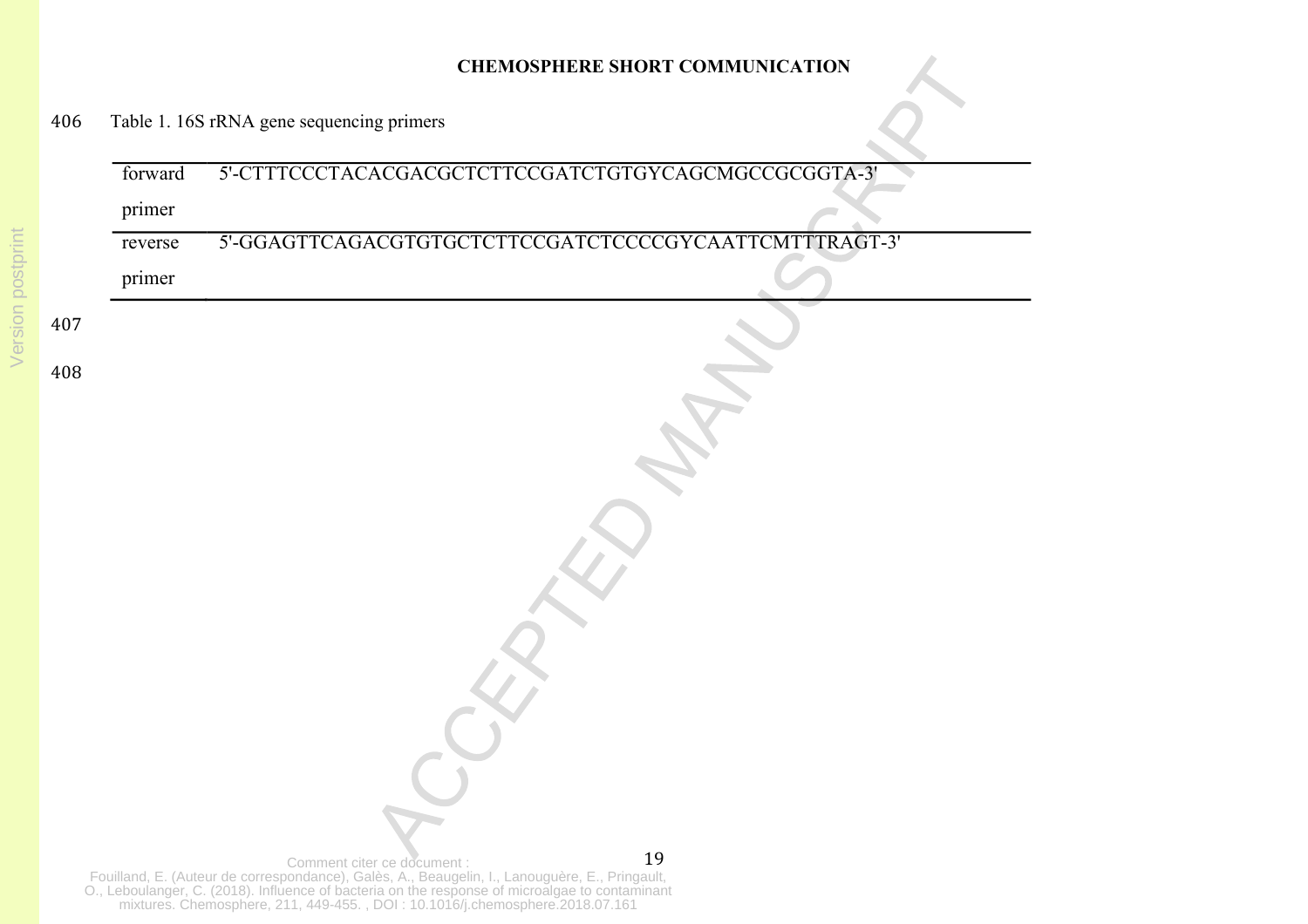Table 1. 16S rRNA gene sequencing primers

| | |
|---|---|
| forward primer | 5'-CTTTCCCTACACGACGCTCTTCCGATCTGTGYCAGCMGCCGCGGTA-3' |
| reverse primer | 5'-GGAGTTCAGACGTGTGCTCTTCCGATCTCCCCGYCAATTCMTTTRAGT-3' |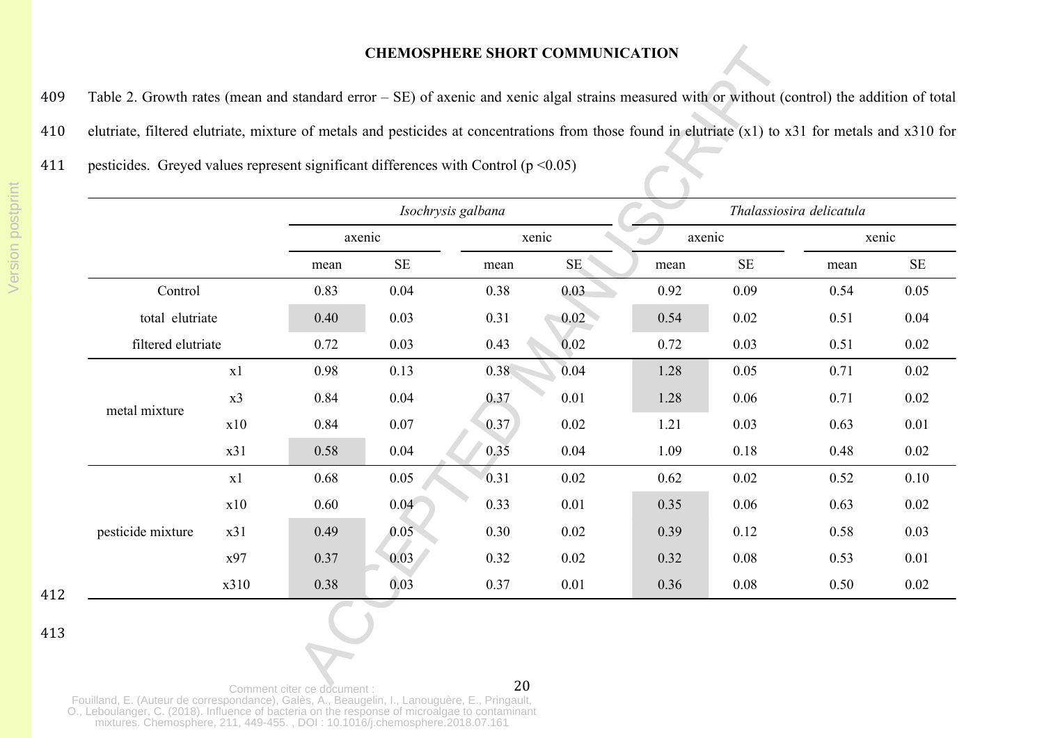Table 2. Growth rates (mean and standard error – SE) of axenic and xenic algal strains measured with or without (control) the addition of total elutriate, filtered elutriate, mixture of metals and pesticides at concentrations from those found in elutriate (x1) to x31 for metals and x310 for pesticides. Greyed values represent significant differences with Control ($p < 0.05$)

| | | *Isochrysis galbana* | | | | *Thalassiosira delicatula* | | | |
|---|---|---|---|---|---|---|---|---|---|
| | | axenic | | xenic | | axenic | | xenic | |
| | | mean | SE | mean | SE | mean | SE | mean | SE |
| Control | | 0.83 | 0.04 | 0.38 | 0.03 | 0.92 | 0.09 | 0.54 | 0.05 |
| total elutriate | | 0.40 | 0.03 | 0.31 | 0.02 | 0.54 | 0.02 | 0.51 | 0.04 |
| filtered elutriate | | 0.72 | 0.03 | 0.43 | 0.02 | 0.72 | 0.03 | 0.51 | 0.02 |
| metal mixture | x1 | 0.98 | 0.13 | 0.38 | 0.04 | 1.28 | 0.05 | 0.71 | 0.02 |
| | x3 | 0.84 | 0.04 | 0.37 | 0.01 | 1.28 | 0.06 | 0.71 | 0.02 |
| | x10 | 0.84 | 0.07 | 0.37 | 0.02 | 1.21 | 0.03 | 0.63 | 0.01 |
| | x31 | 0.58 | 0.04 | 0.35 | 0.04 | 1.09 | 0.18 | 0.48 | 0.02 |
| pesticide mixture | x1 | 0.68 | 0.05 | 0.31 | 0.02 | 0.62 | 0.02 | 0.52 | 0.10 |
| | x10 | 0.60 | 0.04 | 0.33 | 0.01 | 0.35 | 0.06 | 0.63 | 0.02 |
| | x31 | 0.49 | 0.05 | 0.30 | 0.02 | 0.39 | 0.12 | 0.58 | 0.03 |
| | x97 | 0.37 | 0.03 | 0.32 | 0.02 | 0.32 | 0.08 | 0.53 | 0.01 |
| | x310 | 0.38 | 0.03 | 0.37 | 0.01 | 0.36 | 0.08 | 0.50 | 0.02 |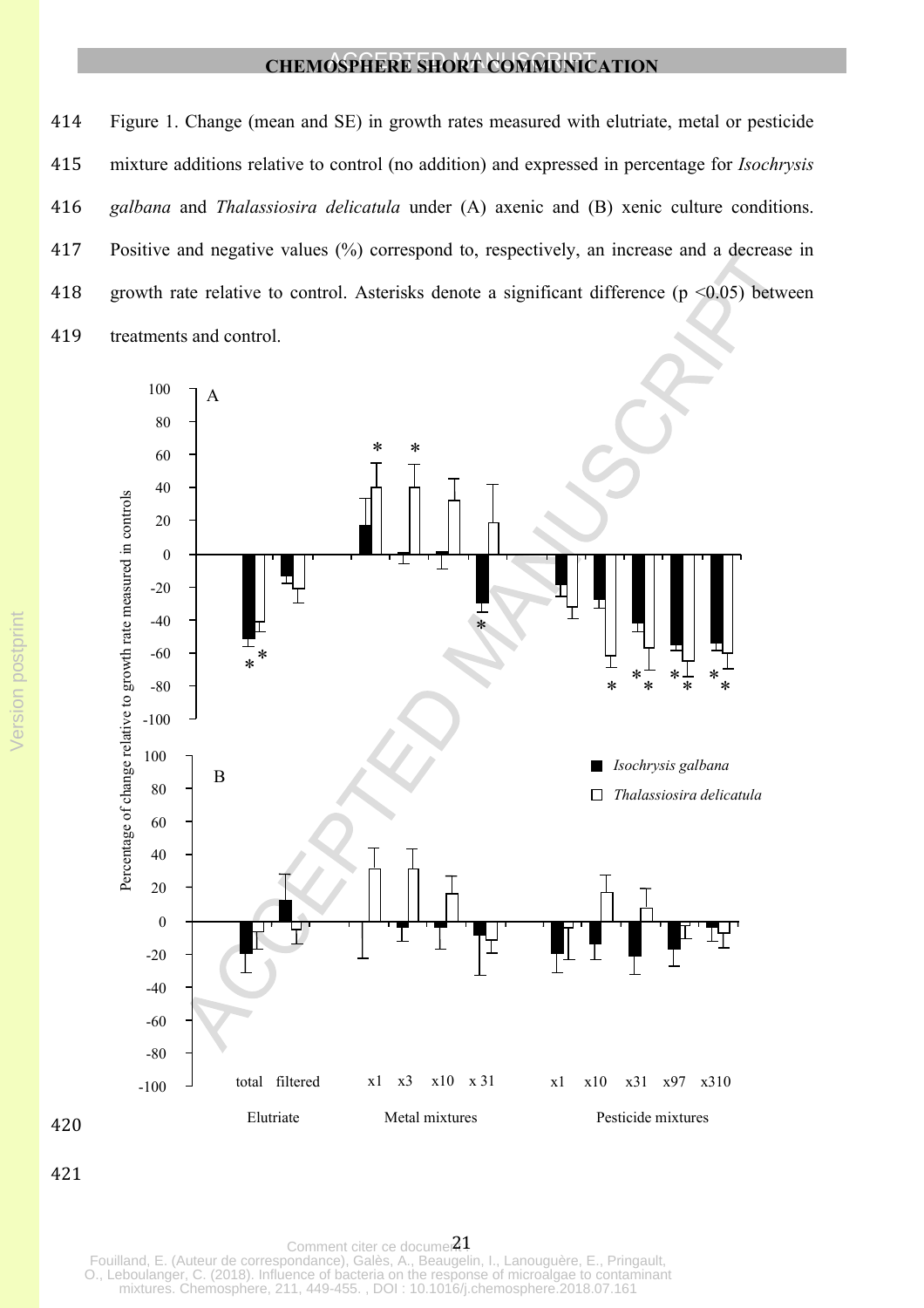Figure 1. Change (mean and SE) in growth rates measured with elutriate, metal or pesticide mixture additions relative to control (no addition) and expressed in percentage for *Isochrysis galbana* and *Thalassiosira delicatula* under (A) axenic and (B) xenic culture conditions. Positive and negative values (%) correspond to, respectively, an increase and a decrease in growth rate relative to control. Asterisks denote a significant difference ($p < 0.05$) between treatments and control.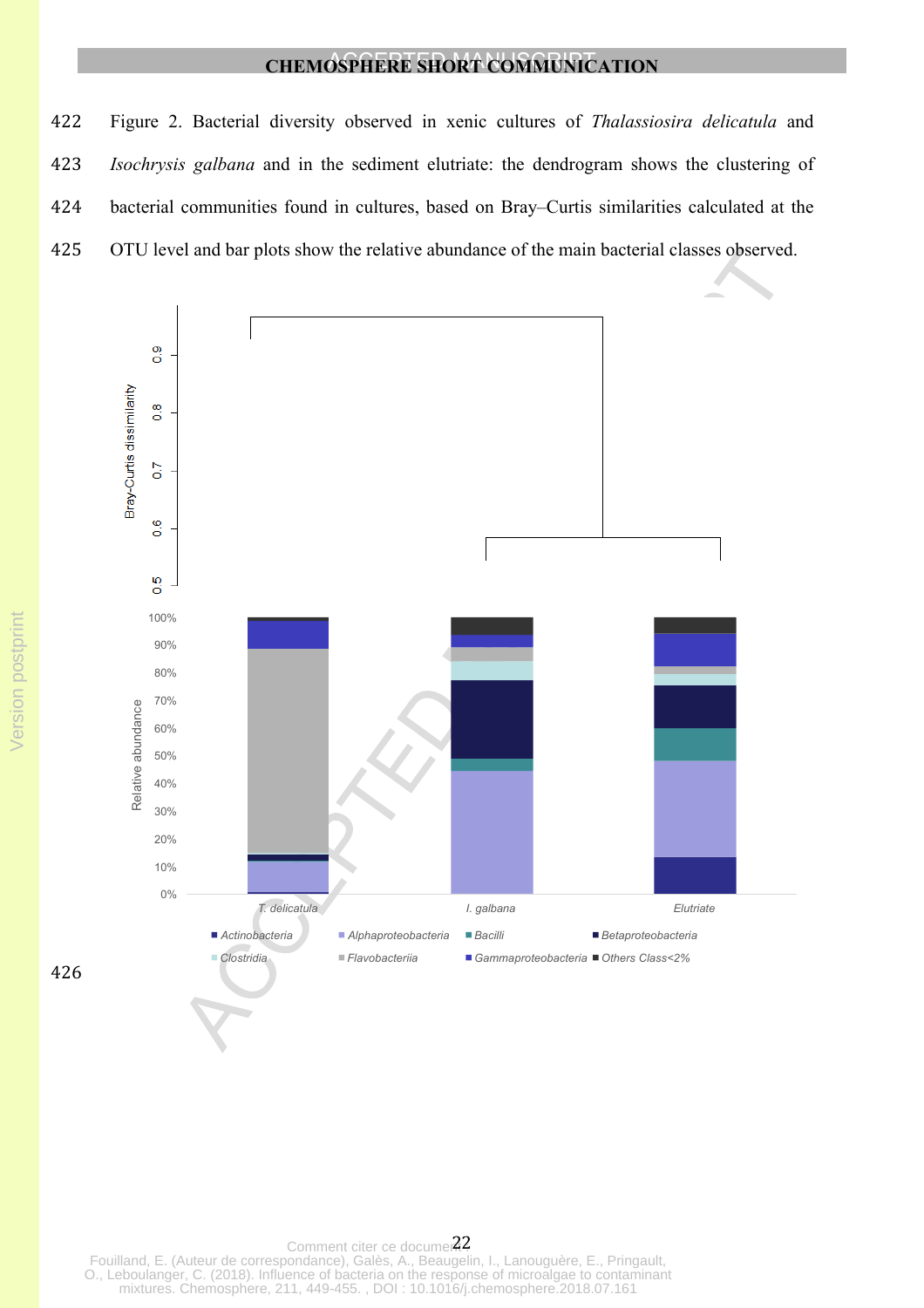Figure 2. Bacterial diversity observed in xenic cultures of *Thalassiosira delicatula* and *Isochrysis galbana* and in the sediment elutriate: the dendrogram shows the clustering of bacterial communities found in cultures, based on Bray–Curtis similarities calculated at the OTU level and bar plots show the relative abundance of the main bacterial classes observed.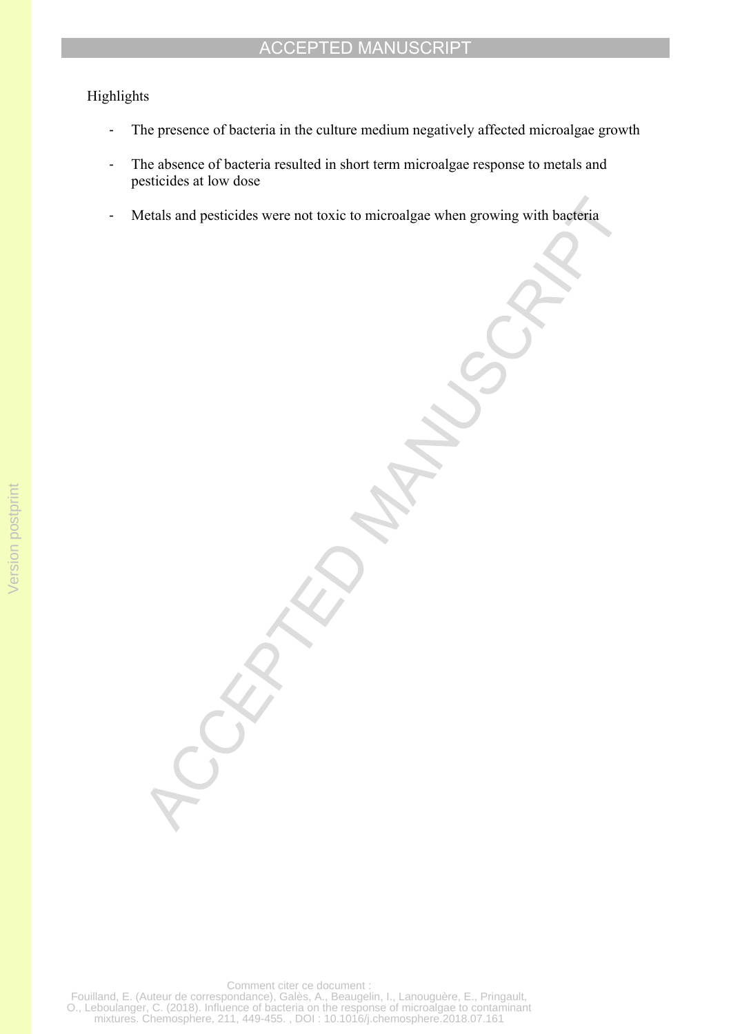Highlights

- The presence of bacteria in the culture medium negatively affected microalgae growth
- The absence of bacteria resulted in short term microalgae response to metals and pesticides at low dose
- Metals and pesticides were not toxic to microalgae when growing with bacteria